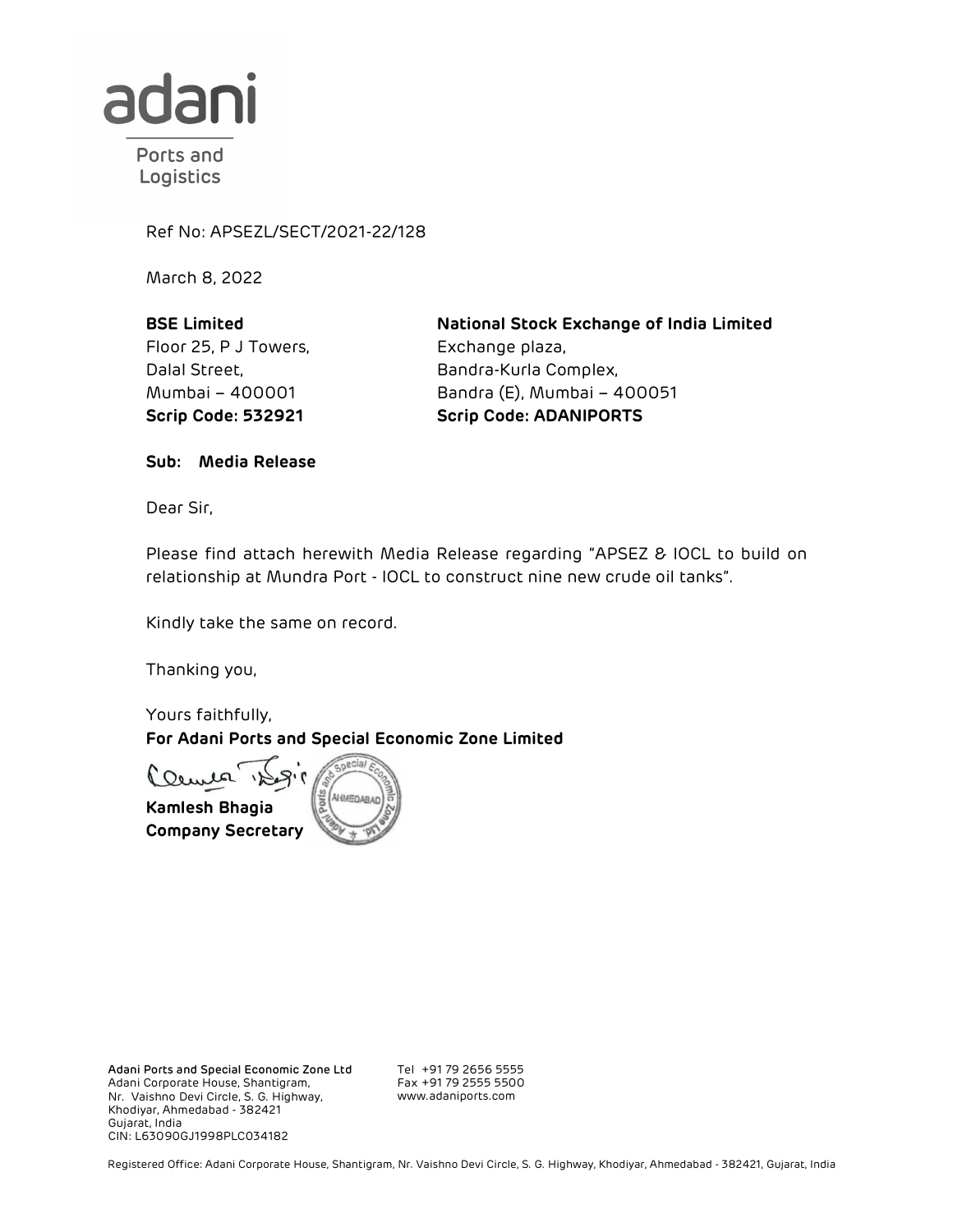Ref No: APSEZL/SECT/2021-22/128

March 8, 2022

**BSE Limited**
Floor 25, P J Towers,
Dalal Street,
Mumbai – 400001
**Scrip Code: 532921**

**National Stock Exchange of India Limited**
Exchange plaza,
Bandra-Kurla Complex,
Bandra (E), Mumbai – 400051
**Scrip Code: ADANIPORTS**

**Sub: Media Release**

Dear Sir,

Please find attach herewith Media Release regarding "APSEZ & IOCL to build on relationship at Mundra Port - IOCL to construct nine new crude oil tanks".

Kindly take the same on record.

Thanking you,

Yours faithfully,
**For Adani Ports and Special Economic Zone Limited**

**Kamlesh Bhagia**
**Company Secretary**

**Adani Ports and Special Economic Zone Ltd**
Adani Corporate House, Shantigram,
Nr. Vaishno Devi Circle, S. G. Highway,
Khodiyar, Ahmedabad - 382421
Gujarat, India
CIN: L63090GJ1998PLC034182

Tel +91 79 2656 5555
Fax +91 79 2555 5500
www.adaniports.com

Registered Office: Adani Corporate House, Shantigram, Nr. Vaishno Devi Circle, S. G. Highway, Khodiyar, Ahmedabad - 382421, Gujarat, India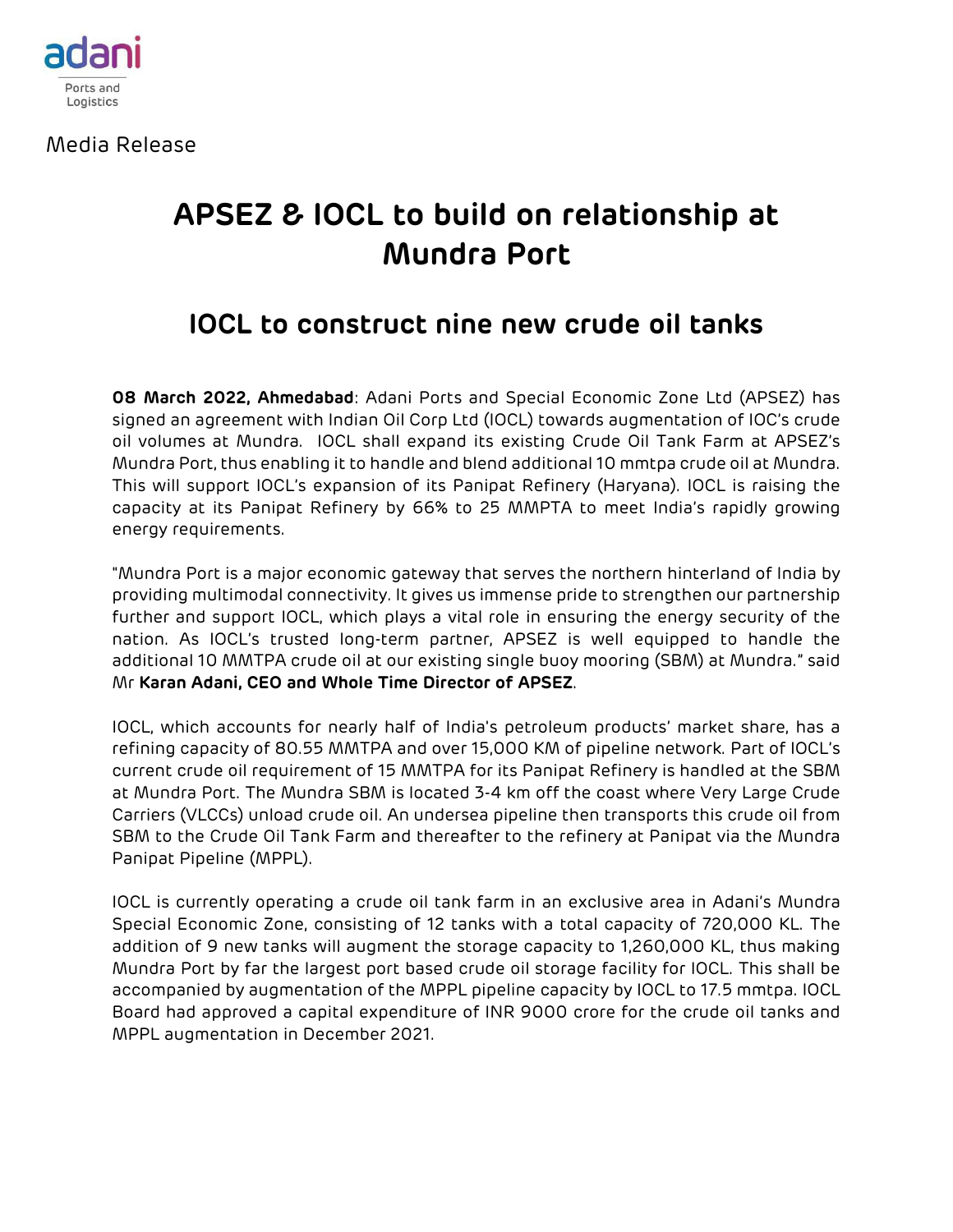adani

Ports and Logistics

Media Release

# APSEZ & IOCL to build on relationship at Mundra Port

## IOCL to construct nine new crude oil tanks

**08 March 2022, Ahmedabad**: Adani Ports and Special Economic Zone Ltd (APSEZ) has signed an agreement with Indian Oil Corp Ltd (IOCL) towards augmentation of IOC's crude oil volumes at Mundra. IOCL shall expand its existing Crude Oil Tank Farm at APSEZ's Mundra Port, thus enabling it to handle and blend additional 10 mmtpa crude oil at Mundra. This will support IOCL's expansion of its Panipat Refinery (Haryana). IOCL is raising the capacity at its Panipat Refinery by 66% to 25 MMPTA to meet India's rapidly growing energy requirements.

"Mundra Port is a major economic gateway that serves the northern hinterland of India by providing multimodal connectivity. It gives us immense pride to strengthen our partnership further and support IOCL, which plays a vital role in ensuring the energy security of the nation. As IOCL's trusted long-term partner, APSEZ is well equipped to handle the additional 10 MMTPA crude oil at our existing single buoy mooring (SBM) at Mundra." said Mr **Karan Adani, CEO and Whole Time Director of APSEZ**.

IOCL, which accounts for nearly half of India's petroleum products' market share, has a refining capacity of 80.55 MMTPA and over 15,000 KM of pipeline network. Part of IOCL's current crude oil requirement of 15 MMTPA for its Panipat Refinery is handled at the SBM at Mundra Port. The Mundra SBM is located 3-4 km off the coast where Very Large Crude Carriers (VLCCs) unload crude oil. An undersea pipeline then transports this crude oil from SBM to the Crude Oil Tank Farm and thereafter to the refinery at Panipat via the Mundra Panipat Pipeline (MPPL).

IOCL is currently operating a crude oil tank farm in an exclusive area in Adani's Mundra Special Economic Zone, consisting of 12 tanks with a total capacity of 720,000 KL. The addition of 9 new tanks will augment the storage capacity to 1,260,000 KL, thus making Mundra Port by far the largest port based crude oil storage facility for IOCL. This shall be accompanied by augmentation of the MPPL pipeline capacity by IOCL to 17.5 mmtpa. IOCL Board had approved a capital expenditure of INR 9000 crore for the crude oil tanks and MPPL augmentation in December 2021.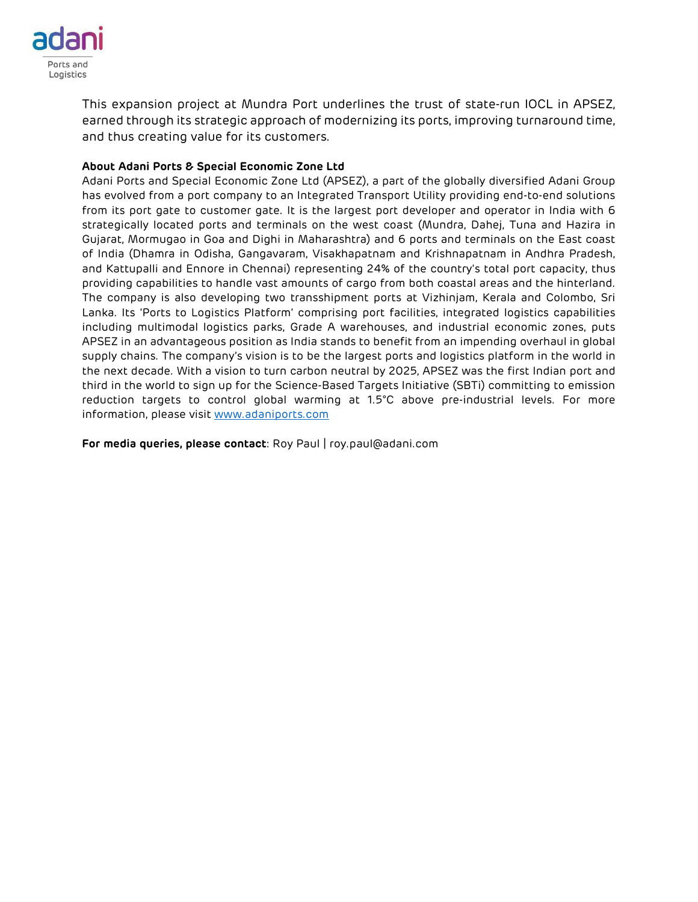This expansion project at Mundra Port underlines the trust of state-run IOCL in APSEZ, earned through its strategic approach of modernizing its ports, improving turnaround time, and thus creating value for its customers.

**About Adani Ports & Special Economic Zone Ltd**

Adani Ports and Special Economic Zone Ltd (APSEZ), a part of the globally diversified Adani Group has evolved from a port company to an Integrated Transport Utility providing end-to-end solutions from its port gate to customer gate. It is the largest port developer and operator in India with 6 strategically located ports and terminals on the west coast (Mundra, Dahej, Tuna and Hazira in Gujarat, Mormugao in Goa and Dighi in Maharashtra) and 6 ports and terminals on the East coast of India (Dhamra in Odisha, Gangavaram, Visakhapatnam and Krishnapatnam in Andhra Pradesh, and Kattupalli and Ennore in Chennai) representing 24% of the country's total port capacity, thus providing capabilities to handle vast amounts of cargo from both coastal areas and the hinterland. The company is also developing two transshipment ports at Vizhinjam, Kerala and Colombo, Sri Lanka. Its 'Ports to Logistics Platform' comprising port facilities, integrated logistics capabilities including multimodal logistics parks, Grade A warehouses, and industrial economic zones, puts APSEZ in an advantageous position as India stands to benefit from an impending overhaul in global supply chains. The company's vision is to be the largest ports and logistics platform in the world in the next decade. With a vision to turn carbon neutral by 2025, APSEZ was the first Indian port and third in the world to sign up for the Science-Based Targets Initiative (SBTi) committing to emission reduction targets to control global warming at 1.5°C above pre-industrial levels. For more information, please visit www.adaniports.com

**For media queries, please contact**: Roy Paul | roy.paul@adani.com